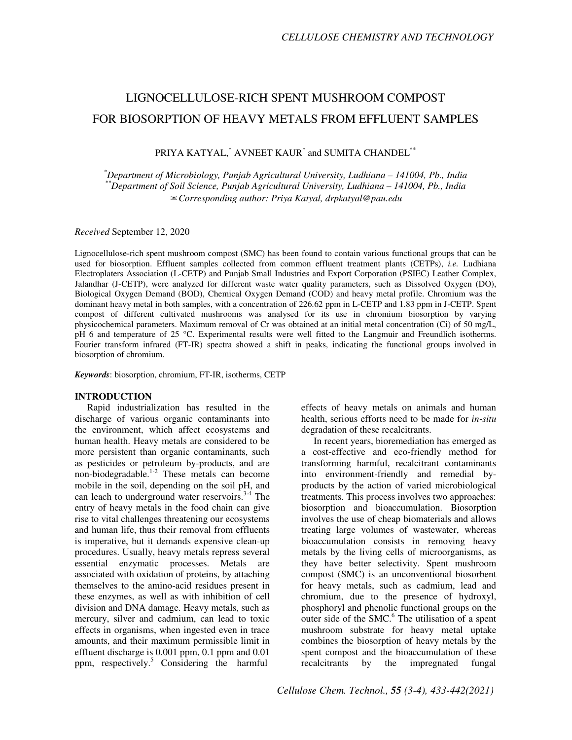# LIGNOCELLULOSE-RICH SPENT MUSHROOM COMPOST FOR BIOSORPTION OF HEAVY METALS FROM EFFLUENT SAMPLES

PRIYA KATYAL,[*] AVNEET KAUR[*] and SUMITA CHANDEL[**]

[*]*Department of Microbiology, Punjab Agricultural University, Ludhiana – 141004, Pb., India*
[**]*Department of Soil Science, Punjab Agricultural University, Ludhiana – 141004, Pb., India*
✉*Corresponding author: Priya Katyal, drpkatyal@pau.edu*

*Received* September 12, 2020

Lignocellulose-rich spent mushroom compost (SMC) has been found to contain various functional groups that can be used for biosorption. Effluent samples collected from common effluent treatment plants (CETPs), *i.e.* Ludhiana Electroplaters Association (L-CETP) and Punjab Small Industries and Export Corporation (PSIEC) Leather Complex, Jalandhar (J-CETP), were analyzed for different waste water quality parameters, such as Dissolved Oxygen (DO), Biological Oxygen Demand (BOD), Chemical Oxygen Demand (COD) and heavy metal profile. Chromium was the dominant heavy metal in both samples, with a concentration of 226.62 ppm in L-CETP and 1.83 ppm in J-CETP. Spent compost of different cultivated mushrooms was analysed for its use in chromium biosorption by varying physicochemical parameters. Maximum removal of Cr was obtained at an initial metal concentration ($C_i$) of 50 mg/L, pH 6 and temperature of 25 °C. Experimental results were well fitted to the Langmuir and Freundlich isotherms. Fourier transform infrared (FT-IR) spectra showed a shift in peaks, indicating the functional groups involved in biosorption of chromium.

***Keywords***: biosorption, chromium, FT-IR, isotherms, CETP

## INTRODUCTION

Rapid industrialization has resulted in the discharge of various organic contaminants into the environment, which affect ecosystems and human health. Heavy metals are considered to be more persistent than organic contaminants, such as pesticides or petroleum by-products, and are non-biodegradable.[1-2] These metals can become mobile in the soil, depending on the soil pH, and can leach to underground water reservoirs.[3-4] The entry of heavy metals in the food chain can give rise to vital challenges threatening our ecosystems and human life, thus their removal from effluents is imperative, but it demands expensive clean-up procedures. Usually, heavy metals repress several essential enzymatic processes. Metals are associated with oxidation of proteins, by attaching themselves to the amino-acid residues present in these enzymes, as well as with inhibition of cell division and DNA damage. Heavy metals, such as mercury, silver and cadmium, can lead to toxic effects in organisms, when ingested even in trace amounts, and their maximum permissible limit in effluent discharge is 0.001 ppm, 0.1 ppm and 0.01 ppm, respectively.[5] Considering the harmful effects of heavy metals on animals and human health, serious efforts need to be made for *in-situ* degradation of these recalcitrants.

In recent years, bioremediation has emerged as a cost-effective and eco-friendly method for transforming harmful, recalcitrant contaminants into environment-friendly and remedial by-products by the action of varied microbiological treatments. This process involves two approaches: biosorption and bioaccumulation. Biosorption involves the use of cheap biomaterials and allows treating large volumes of wastewater, whereas bioaccumulation consists in removing heavy metals by the living cells of microorganisms, as they have better selectivity. Spent mushroom compost (SMC) is an unconventional biosorbent for heavy metals, such as cadmium, lead and chromium, due to the presence of hydroxyl, phosphoryl and phenolic functional groups on the outer side of the SMC.[6] The utilisation of a spent mushroom substrate for heavy metal uptake combines the biosorption of heavy metals by the spent compost and the bioaccumulation of these recalcitrants by the impregnated fungal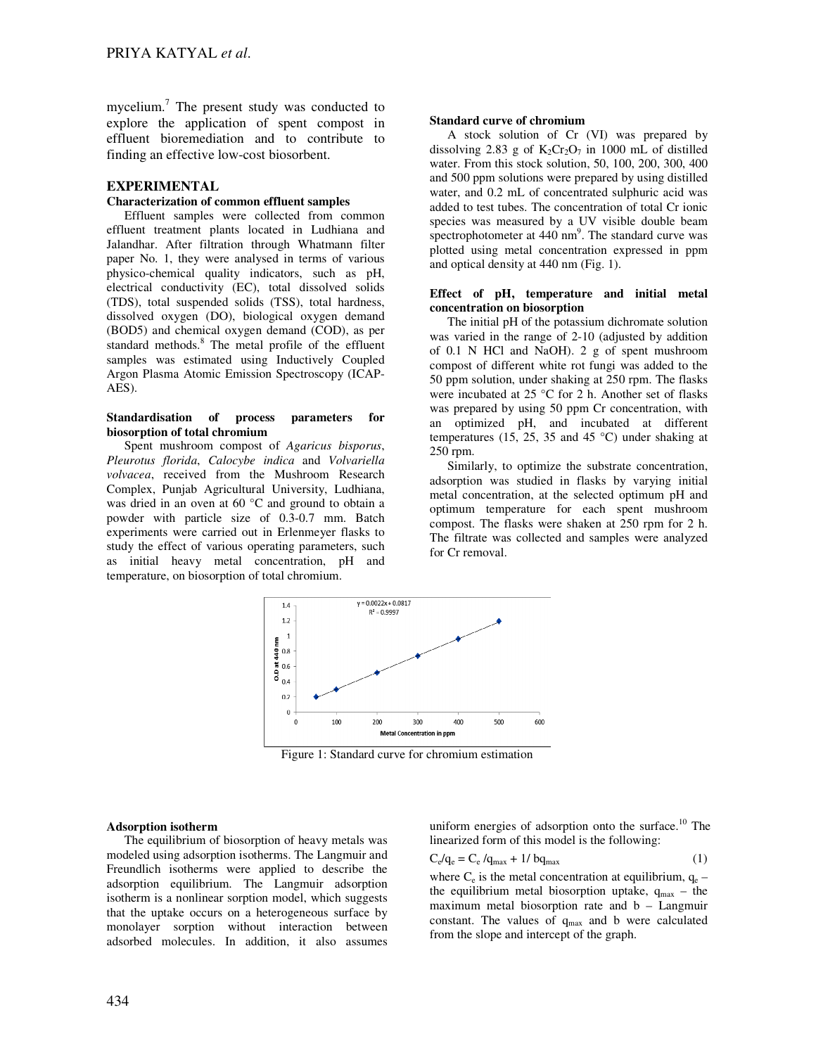mycelium.[7] The present study was conducted to explore the application of spent compost in effluent bioremediation and to contribute to finding an effective low-cost biosorbent.

## EXPERIMENTAL

### Characterization of common effluent samples

Effluent samples were collected from common effluent treatment plants located in Ludhiana and Jalandhar. After filtration through Whatmann filter paper No. 1, they were analysed in terms of various physico-chemical quality indicators, such as pH, electrical conductivity (EC), total dissolved solids (TDS), total suspended solids (TSS), total hardness, dissolved oxygen (DO), biological oxygen demand (BOD5) and chemical oxygen demand (COD), as per standard methods.[8] The metal profile of the effluent samples was estimated using Inductively Coupled Argon Plasma Atomic Emission Spectroscopy (ICAP-AES).

### Standardisation of process parameters for biosorption of total chromium

Spent mushroom compost of *Agaricus bisporus*, *Pleurotus florida*, *Calocybe indica* and *Volvariella volvacea*, received from the Mushroom Research Complex, Punjab Agricultural University, Ludhiana, was dried in an oven at 60 °C and ground to obtain a powder with particle size of 0.3-0.7 mm. Batch experiments were carried out in Erlenmeyer flasks to study the effect of various operating parameters, such as initial heavy metal concentration, pH and temperature, on biosorption of total chromium.

### Standard curve of chromium

A stock solution of Cr (VI) was prepared by dissolving 2.83 g of $K_2Cr_2O_7$ in 1000 mL of distilled water. From this stock solution, 50, 100, 200, 300, 400 and 500 ppm solutions were prepared by using distilled water, and 0.2 mL of concentrated sulphuric acid was added to test tubes. The concentration of total Cr ionic species was measured by a UV visible double beam spectrophotometer at 440 nm[9]. The standard curve was plotted using metal concentration expressed in ppm and optical density at 440 nm (Fig. 1).

### Effect of pH, temperature and initial metal concentration on biosorption

The initial pH of the potassium dichromate solution was varied in the range of 2-10 (adjusted by addition of 0.1 N HCl and NaOH). 2 g of spent mushroom compost of different white rot fungi was added to the 50 ppm solution, under shaking at 250 rpm. The flasks were incubated at 25 °C for 2 h. Another set of flasks was prepared by using 50 ppm Cr concentration, with an optimized pH, and incubated at different temperatures (15, 25, 35 and 45 °C) under shaking at 250 rpm.

Similarly, to optimize the substrate concentration, adsorption was studied in flasks by varying initial metal concentration, at the selected optimum pH and optimum temperature for each spent mushroom compost. The flasks were shaken at 250 rpm for 2 h. The filtrate was collected and samples were analyzed for Cr removal.

Figure 1: Standard curve for chromium estimation

### Adsorption isotherm

The equilibrium of biosorption of heavy metals was modeled using adsorption isotherms. The Langmuir and Freundlich isotherms were applied to describe the adsorption equilibrium. The Langmuir adsorption isotherm is a nonlinear sorption model, which suggests that the uptake occurs on a heterogeneous surface by monolayer sorption without interaction between adsorbed molecules. In addition, it also assumes uniform energies of adsorption onto the surface.[10] The linearized form of this model is the following:

$$C_e/q_e = C_e/q_{max} + 1/bq_{max} \quad (1)$$

where $C_e$ is the metal concentration at equilibrium, $q_e$ – the equilibrium metal biosorption uptake, $q_{max}$ – the maximum metal biosorption rate and b – Langmuir constant. The values of $q_{max}$ and b were calculated from the slope and intercept of the graph.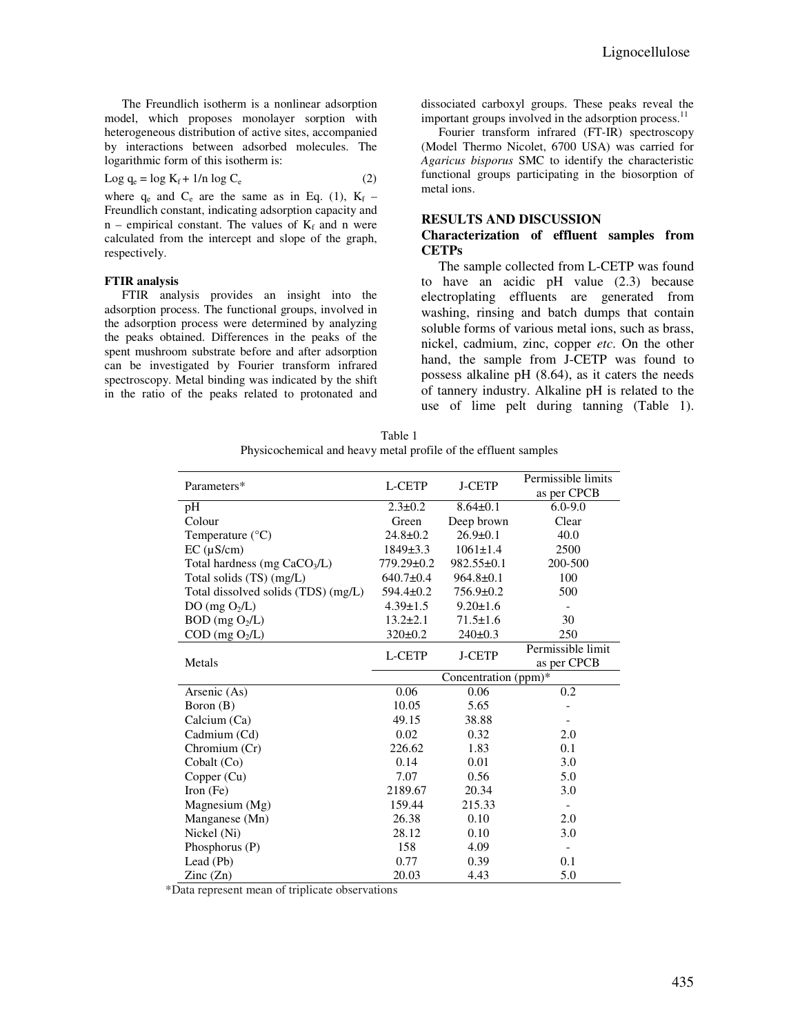The Freundlich isotherm is a nonlinear adsorption model, which proposes monolayer sorption with heterogeneous distribution of active sites, accompanied by interactions between adsorbed molecules. The logarithmic form of this isotherm is:

$$\text{Log } q_e = \log K_f + 1/n \log C_e \tag{2}$$

where $q_e$ and $C_e$ are the same as in Eq. (1), $K_f$ – Freundlich constant, indicating adsorption capacity and n – empirical constant. The values of $K_f$ and n were calculated from the intercept and slope of the graph, respectively.

#### FTIR analysis

FTIR analysis provides an insight into the adsorption process. The functional groups, involved in the adsorption process were determined by analyzing the peaks obtained. Differences in the peaks of the spent mushroom substrate before and after adsorption can be investigated by Fourier transform infrared spectroscopy. Metal binding was indicated by the shift in the ratio of the peaks related to protonated and dissociated carboxyl groups. These peaks reveal the important groups involved in the adsorption process.[11]

Fourier transform infrared (FT-IR) spectroscopy (Model Thermo Nicolet, 6700 USA) was carried for *Agaricus bisporus* SMC to identify the characteristic functional groups participating in the biosorption of metal ions.

## RESULTS AND DISCUSSION

### Characterization of effluent samples from CETPs

The sample collected from L-CETP was found to have an acidic pH value (2.3) because electroplating effluents are generated from washing, rinsing and batch dumps that contain soluble forms of various metal ions, such as brass, nickel, cadmium, zinc, copper *etc*. On the other hand, the sample from J-CETP was found to possess alkaline pH (8.64), as it caters the needs of tannery industry. Alkaline pH is related to the use of lime pelt during tanning (Table 1).

Table 1
Physicochemical and heavy metal profile of the effluent samples

| Parameters* | L-CETP | J-CETP | Permissible limits as per CPCB |
|---|---|---|---|
| pH | 2.3±0.2 | 8.64±0.1 | 6.0-9.0 |
| Colour | Green | Deep brown | Clear |
| Temperature (°C) | 24.8±0.2 | 26.9±0.1 | 40.0 |
| EC (µS/cm) | 1849±3.3 | 1061±1.4 | 2500 |
| Total hardness (mg $CaCO_3$/L) | 779.29±0.2 | 982.55±0.1 | 200-500 |
| Total solids (TS) (mg/L) | 640.7±0.4 | 964.8±0.1 | 100 |
| Total dissolved solids (TDS) (mg/L) | 594.4±0.2 | 756.9±0.2 | 500 |
| DO (mg $O_2$/L) | 4.39±1.5 | 9.20±1.6 | - |
| BOD (mg $O_2$/L) | 13.2±2.1 | 71.5±1.6 | 30 |
| COD (mg $O_2$/L) | 320±0.2 | 240±0.3 | 250 |
| Metals | L-CETP | J-CETP | Permissible limit as per CPCB |
| | Concentration (ppm)* | | |
| Arsenic (As) | 0.06 | 0.06 | 0.2 |
| Boron (B) | 10.05 | 5.65 | - |
| Calcium (Ca) | 49.15 | 38.88 | - |
| Cadmium (Cd) | 0.02 | 0.32 | 2.0 |
| Chromium (Cr) | 226.62 | 1.83 | 0.1 |
| Cobalt (Co) | 0.14 | 0.01 | 3.0 |
| Copper (Cu) | 7.07 | 0.56 | 5.0 |
| Iron (Fe) | 2189.67 | 20.34 | 3.0 |
| Magnesium (Mg) | 159.44 | 215.33 | - |
| Manganese (Mn) | 26.38 | 0.10 | 2.0 |
| Nickel (Ni) | 28.12 | 0.10 | 3.0 |
| Phosphorus (P) | 158 | 4.09 | - |
| Lead (Pb) | 0.77 | 0.39 | 0.1 |
| Zinc (Zn) | 20.03 | 4.43 | 5.0 |

*Data represent mean of triplicate observations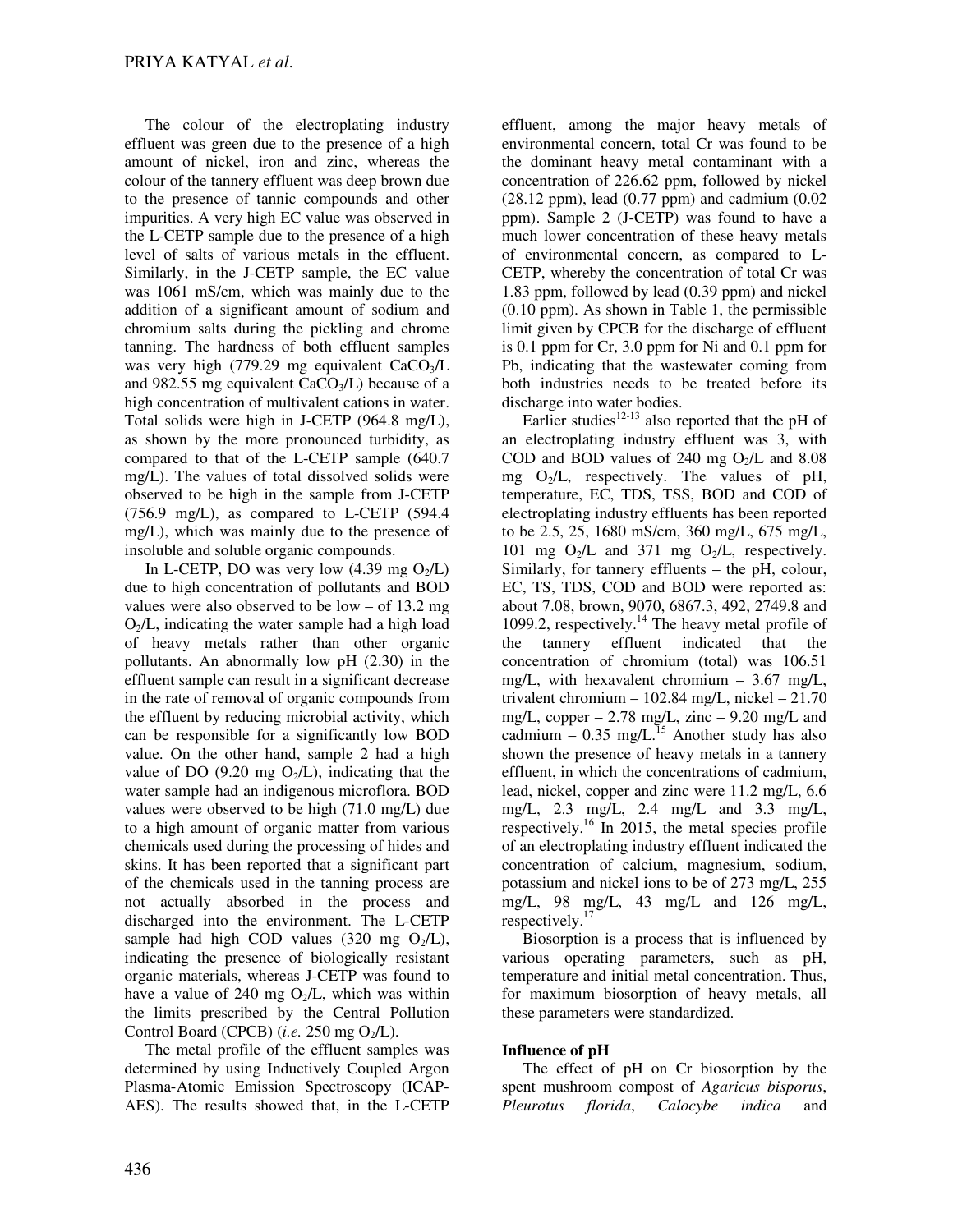The colour of the electroplating industry effluent was green due to the presence of a high amount of nickel, iron and zinc, whereas the colour of the tannery effluent was deep brown due to the presence of tannic compounds and other impurities. A very high EC value was observed in the L-CETP sample due to the presence of a high level of salts of various metals in the effluent. Similarly, in the J-CETP sample, the EC value was 1061 mS/cm, which was mainly due to the addition of a significant amount of sodium and chromium salts during the pickling and chrome tanning. The hardness of both effluent samples was very high (779.29 mg equivalent $CaCO_3$/L and 982.55 mg equivalent $CaCO_3$/L) because of a high concentration of multivalent cations in water. Total solids were high in J-CETP (964.8 mg/L), as shown by the more pronounced turbidity, as compared to that of the L-CETP sample (640.7 mg/L). The values of total dissolved solids were observed to be high in the sample from J-CETP (756.9 mg/L), as compared to L-CETP (594.4 mg/L), which was mainly due to the presence of insoluble and soluble organic compounds.

In L-CETP, DO was very low (4.39 mg $O_2$/L) due to high concentration of pollutants and BOD values were also observed to be low – of 13.2 mg $O_2$/L, indicating the water sample had a high load of heavy metals rather than other organic pollutants. An abnormally low pH (2.30) in the effluent sample can result in a significant decrease in the rate of removal of organic compounds from the effluent by reducing microbial activity, which can be responsible for a significantly low BOD value. On the other hand, sample 2 had a high value of DO (9.20 mg $O_2$/L), indicating that the water sample had an indigenous microflora. BOD values were observed to be high (71.0 mg/L) due to a high amount of organic matter from various chemicals used during the processing of hides and skins. It has been reported that a significant part of the chemicals used in the tanning process are not actually absorbed in the process and discharged into the environment. The L-CETP sample had high COD values (320 mg $O_2$/L), indicating the presence of biologically resistant organic materials, whereas J-CETP was found to have a value of 240 mg $O_2$/L, which was within the limits prescribed by the Central Pollution Control Board (CPCB) (*i.e.* 250 mg $O_2$/L).

The metal profile of the effluent samples was determined by using Inductively Coupled Argon Plasma-Atomic Emission Spectroscopy (ICAP-AES). The results showed that, in the L-CETP effluent, among the major heavy metals of environmental concern, total Cr was found to be the dominant heavy metal contaminant with a concentration of 226.62 ppm, followed by nickel (28.12 ppm), lead (0.77 ppm) and cadmium (0.02 ppm). Sample 2 (J-CETP) was found to have a much lower concentration of these heavy metals of environmental concern, as compared to L-CETP, whereby the concentration of total Cr was 1.83 ppm, followed by lead (0.39 ppm) and nickel (0.10 ppm). As shown in Table 1, the permissible limit given by CPCB for the discharge of effluent is 0.1 ppm for Cr, 3.0 ppm for Ni and 0.1 ppm for Pb, indicating that the wastewater coming from both industries needs to be treated before its discharge into water bodies.

Earlier studies[12-13] also reported that the pH of an electroplating industry effluent was 3, with COD and BOD values of 240 mg $O_2$/L and 8.08 mg $O_2$/L, respectively. The values of pH, temperature, EC, TDS, TSS, BOD and COD of electroplating industry effluents has been reported to be 2.5, 25, 1680 mS/cm, 360 mg/L, 675 mg/L, 101 mg $O_2$/L and 371 mg $O_2$/L, respectively. Similarly, for tannery effluents – the pH, colour, EC, TS, TDS, COD and BOD were reported as: about 7.08, brown, 9070, 6867.3, 492, 2749.8 and 1099.2, respectively.[14] The heavy metal profile of the tannery effluent indicated that the concentration of chromium (total) was 106.51 mg/L, with hexavalent chromium – 3.67 mg/L, trivalent chromium – 102.84 mg/L, nickel – 21.70 mg/L, copper – 2.78 mg/L, zinc – 9.20 mg/L and cadmium – 0.35 mg/L.[15] Another study has also shown the presence of heavy metals in a tannery effluent, in which the concentrations of cadmium, lead, nickel, copper and zinc were 11.2 mg/L, 6.6 mg/L, 2.3 mg/L, 2.4 mg/L and 3.3 mg/L, respectively.[16] In 2015, the metal species profile of an electroplating industry effluent indicated the concentration of calcium, magnesium, sodium, potassium and nickel ions to be of 273 mg/L, 255 mg/L, 98 mg/L, 43 mg/L and 126 mg/L, respectively.[17]

Biosorption is a process that is influenced by various operating parameters, such as pH, temperature and initial metal concentration. Thus, for maximum biosorption of heavy metals, all these parameters were standardized.

**Influence of pH**

The effect of pH on Cr biosorption by the spent mushroom compost of *Agaricus bisporus*, *Pleurotus florida*, *Calocybe indica* and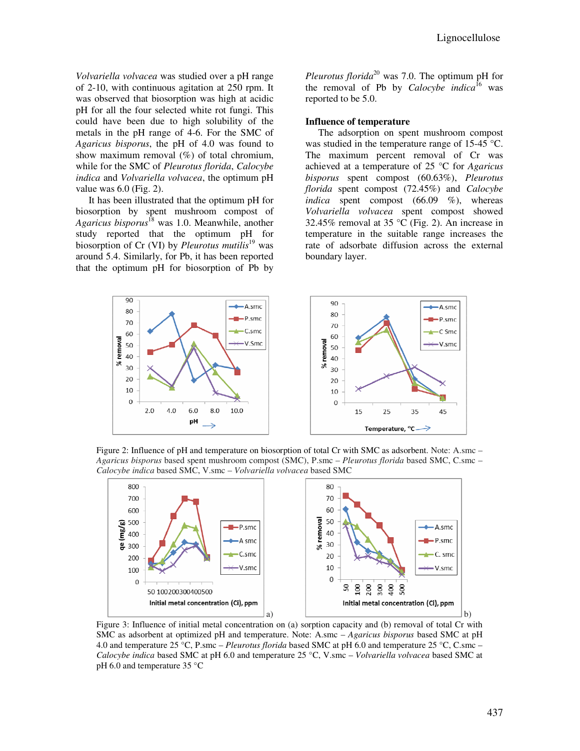*Volvariella volvacea* was studied over a pH range of 2-10, with continuous agitation at 250 rpm. It was observed that biosorption was high at acidic pH for all the four selected white rot fungi. This could have been due to high solubility of the metals in the pH range of 4-6. For the SMC of *Agaricus bisporus*, the pH of 4.0 was found to show maximum removal (%) of total chromium, while for the SMC of *Pleurotus florida*, *Calocybe indica* and *Volvariella volvacea*, the optimum pH value was 6.0 (Fig. 2).

It has been illustrated that the optimum pH for biosorption by spent mushroom compost of *Agaricus bisporus*[18] was 1.0. Meanwhile, another study reported that the optimum pH for biosorption of Cr (VI) by *Pleurotus mutilis*[19] was around 5.4. Similarly, for Pb, it has been reported that the optimum pH for biosorption of Pb by *Pleurotus florida*[20] was 7.0. The optimum pH for the removal of Pb by *Calocybe indica*[16] was reported to be 5.0.

### Influence of temperature

The adsorption on spent mushroom compost was studied in the temperature range of 15-45 °C. The maximum percent removal of Cr was achieved at a temperature of 25 °C for *Agaricus bisporus* spent compost (60.63%), *Pleurotus florida* spent compost (72.45%) and *Calocybe indica* spent compost (66.09 %), whereas *Volvariella volvacea* spent compost showed 32.45% removal at 35 °C (Fig. 2). An increase in temperature in the suitable range increases the rate of adsorbate diffusion across the external boundary layer.

Figure 2: Influence of pH and temperature on biosorption of total Cr with SMC as adsorbent. Note: A.smc – *Agaricus bisporus* based spent mushroom compost (SMC), P.smc – *Pleurotus florida* based SMC, C.smc – *Calocybe indica* based SMC, V.smc – *Volvariella volvacea* based SMC

Figure 3: Influence of initial metal concentration on (a) sorption capacity and (b) removal of total Cr with SMC as adsorbent at optimized pH and temperature. Note: A.smc – *Agaricus bisporus* based SMC at pH 4.0 and temperature 25 °C, P.smc – *Pleurotus florida* based SMC at pH 6.0 and temperature 25 °C, C.smc – *Calocybe indica* based SMC at pH 6.0 and temperature 25 °C, V.smc – *Volvariella volvacea* based SMC at pH 6.0 and temperature 35 °C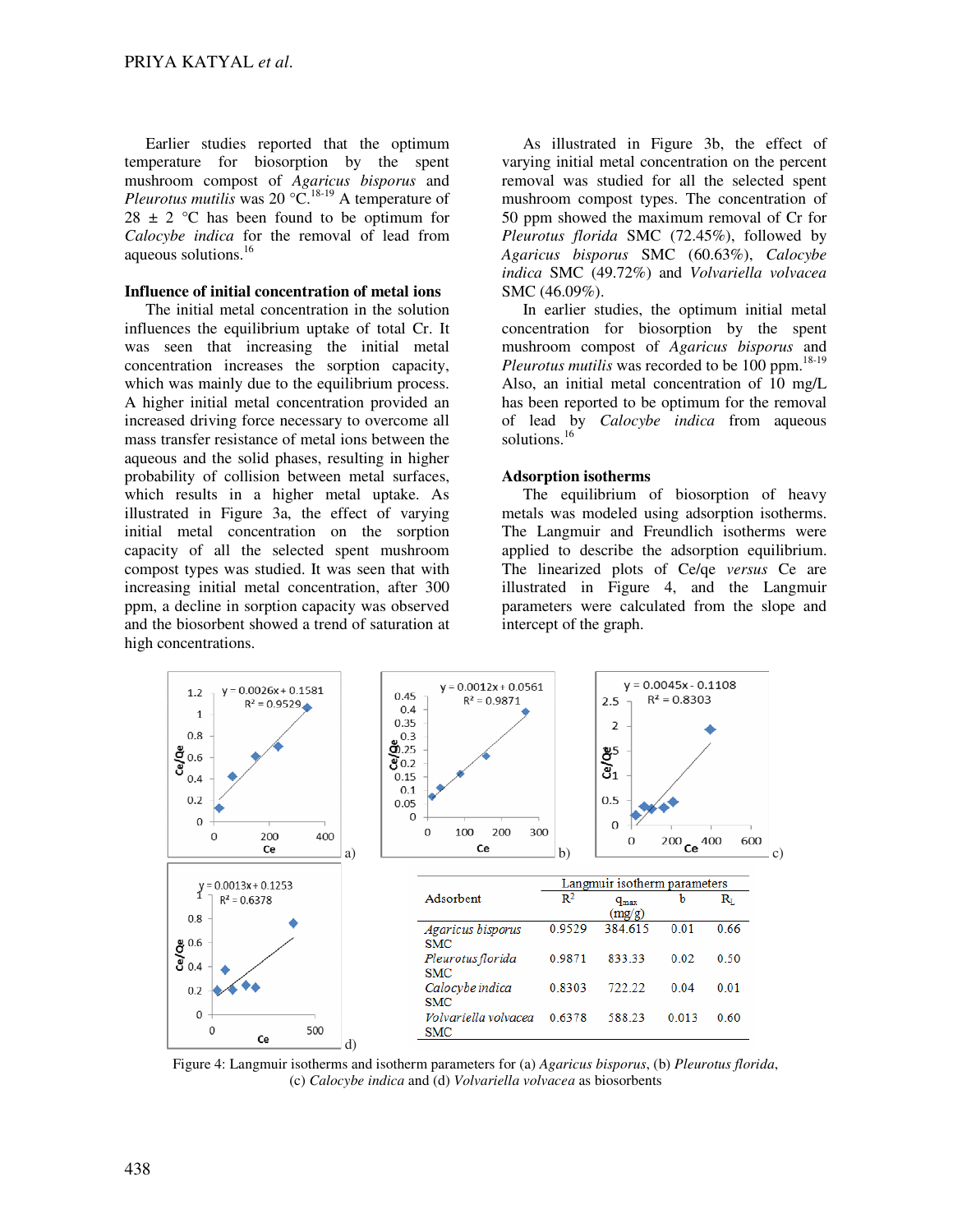Earlier studies reported that the optimum temperature for biosorption by the spent mushroom compost of *Agaricus bisporus* and *Pleurotus mutilis* was 20 °C.[18-19] A temperature of 28 ± 2 °C has been found to be optimum for *Calocybe indica* for the removal of lead from aqueous solutions.[16]

### Influence of initial concentration of metal ions

The initial metal concentration in the solution influences the equilibrium uptake of total Cr. It was seen that increasing the initial metal concentration increases the sorption capacity, which was mainly due to the equilibrium process. A higher initial metal concentration provided an increased driving force necessary to overcome all mass transfer resistance of metal ions between the aqueous and the solid phases, resulting in higher probability of collision between metal surfaces, which results in a higher metal uptake. As illustrated in Figure 3a, the effect of varying initial metal concentration on the sorption capacity of all the selected spent mushroom compost types was studied. It was seen that with increasing initial metal concentration, after 300 ppm, a decline in sorption capacity was observed and the biosorbent showed a trend of saturation at high concentrations.

As illustrated in Figure 3b, the effect of varying initial metal concentration on the percent removal was studied for all the selected spent mushroom compost types. The concentration of 50 ppm showed the maximum removal of Cr for *Pleurotus florida* SMC (72.45%), followed by *Agaricus bisporus* SMC (60.63%), *Calocybe indica* SMC (49.72%) and *Volvariella volvacea* SMC (46.09%).

In earlier studies, the optimum initial metal concentration for biosorption by the spent mushroom compost of *Agaricus bisporus* and *Pleurotus mutilis* was recorded to be 100 ppm.[18-19] Also, an initial metal concentration of 10 mg/L has been reported to be optimum for the removal of lead by *Calocybe indica* from aqueous solutions.[16]

### Adsorption isotherms

The equilibrium of biosorption of heavy metals was modeled using adsorption isotherms. The Langmuir and Freundlich isotherms were applied to describe the adsorption equilibrium. The linearized plots of Ce/qe *versus* Ce are illustrated in Figure 4, and the Langmuir parameters were calculated from the slope and intercept of the graph.

| Adsorbent | Langmuir isotherm parameters | | | |
|---|---|---|---|---|
| | $R^2$ | $q_{max}$ (mg/g) | b | $R_L$ |
| *Agaricus bisporus* SMC | 0.9529 | 384.615 | 0.01 | 0.66 |
| *Pleurotus florida* SMC | 0.9871 | 833.33 | 0.02 | 0.50 |
| *Calocybe indica* SMC | 0.8303 | 722.22 | 0.04 | 0.01 |
| *Volvariella volvacea* SMC | 0.6378 | 588.23 | 0.013 | 0.60 |

Figure 4: Langmuir isotherms and isotherm parameters for (a) *Agaricus bisporus*, (b) *Pleurotus florida*, (c) *Calocybe indica* and (d) *Volvariella volvacea* as biosorbents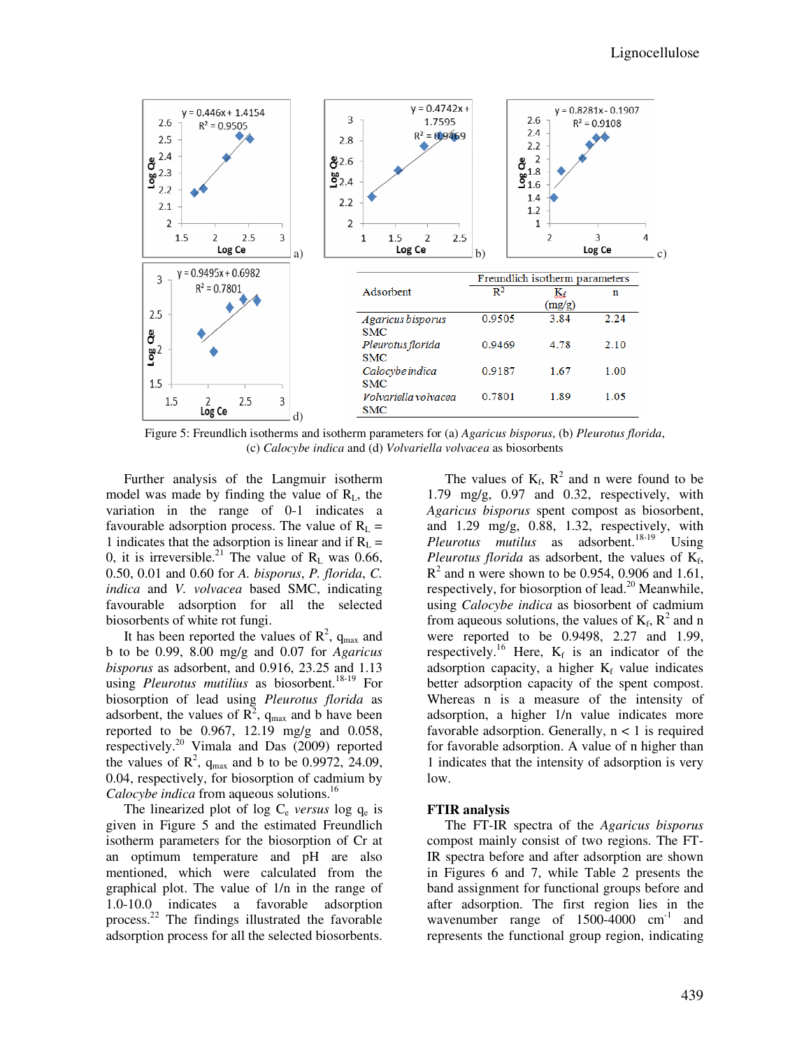| Adsorbent | Freundlich isotherm parameters | | |
| --- | --- | --- | --- |
| | $R^2$ | $K_f$ (mg/g) | n |
| *Agaricus bisporus* SMC | 0.9505 | 3.84 | 2.24 |
| *Pleurotus florida* SMC | 0.9469 | 4.78 | 2.10 |
| *Calocybe indica* SMC | 0.9187 | 1.67 | 1.00 |
| *Volvariella volvacea* SMC | 0.7801 | 1.89 | 1.05 |

Figure 5: Freundlich isotherms and isotherm parameters for (a) *Agaricus bisporus*, (b) *Pleurotus florida*, (c) *Calocybe indica* and (d) *Volvariella volvacea* as biosorbents

Further analysis of the Langmuir isotherm model was made by finding the value of $R_L$, the variation in the range of 0-1 indicates a favourable adsorption process. The value of $R_L$ = 1 indicates that the adsorption is linear and if $R_L$ = 0, it is irreversible.[21] The value of $R_L$ was 0.66, 0.50, 0.01 and 0.60 for *A. bisporus*, *P. florida*, *C. indica* and *V. volvacea* based SMC, indicating favourable adsorption for all the selected biosorbents of white rot fungi.

It has been reported the values of $R^2$, $q_{max}$ and b to be 0.99, 8.00 mg/g and 0.07 for *Agaricus bisporus* as adsorbent, and 0.916, 23.25 and 1.13 using *Pleurotus mutilius* as biosorbent.[18-19] For biosorption of lead using *Pleurotus florida* as adsorbent, the values of $R^2$, $q_{max}$ and b have been reported to be 0.967, 12.19 mg/g and 0.058, respectively.[20] Vimala and Das (2009) reported the values of $R^2$, $q_{max}$ and b to be 0.9972, 24.09, 0.04, respectively, for biosorption of cadmium by *Calocybe indica* from aqueous solutions.[16]

The linearized plot of log $C_e$ *versus* log $q_e$ is given in Figure 5 and the estimated Freundlich isotherm parameters for the biosorption of Cr at an optimum temperature and pH are also mentioned, which were calculated from the graphical plot. The value of 1/n in the range of 1.0-10.0 indicates a favorable adsorption process.[22] The findings illustrated the favorable adsorption process for all the selected biosorbents.

The values of $K_f$, $R^2$ and n were found to be 1.79 mg/g, 0.97 and 0.32, respectively, with *Agaricus bisporus* spent compost as biosorbent, and 1.29 mg/g, 0.88, 1.32, respectively, with *Pleurotus mutilus* as adsorbent.[18-19] Using *Pleurotus florida* as adsorbent, the values of $K_f$, $R^2$ and n were shown to be 0.954, 0.906 and 1.61, respectively, for biosorption of lead.[20] Meanwhile, using *Calocybe indica* as biosorbent of cadmium from aqueous solutions, the values of $K_f$, $R^2$ and n were reported to be 0.9498, 2.27 and 1.99, respectively.[16] Here, $K_f$ is an indicator of the adsorption capacity, a higher $K_f$ value indicates better adsorption capacity of the spent compost. Whereas n is a measure of the intensity of adsorption, a higher 1/n value indicates more favorable adsorption. Generally, n < 1 is required for favorable adsorption. A value of n higher than 1 indicates that the intensity of adsorption is very low.

### FTIR analysis

The FT-IR spectra of the *Agaricus bisporus* compost mainly consist of two regions. The FT-IR spectra before and after adsorption are shown in Figures 6 and 7, while Table 2 presents the band assignment for functional groups before and after adsorption. The first region lies in the wavenumber range of 1500-4000 $cm^{-1}$ and represents the functional group region, indicating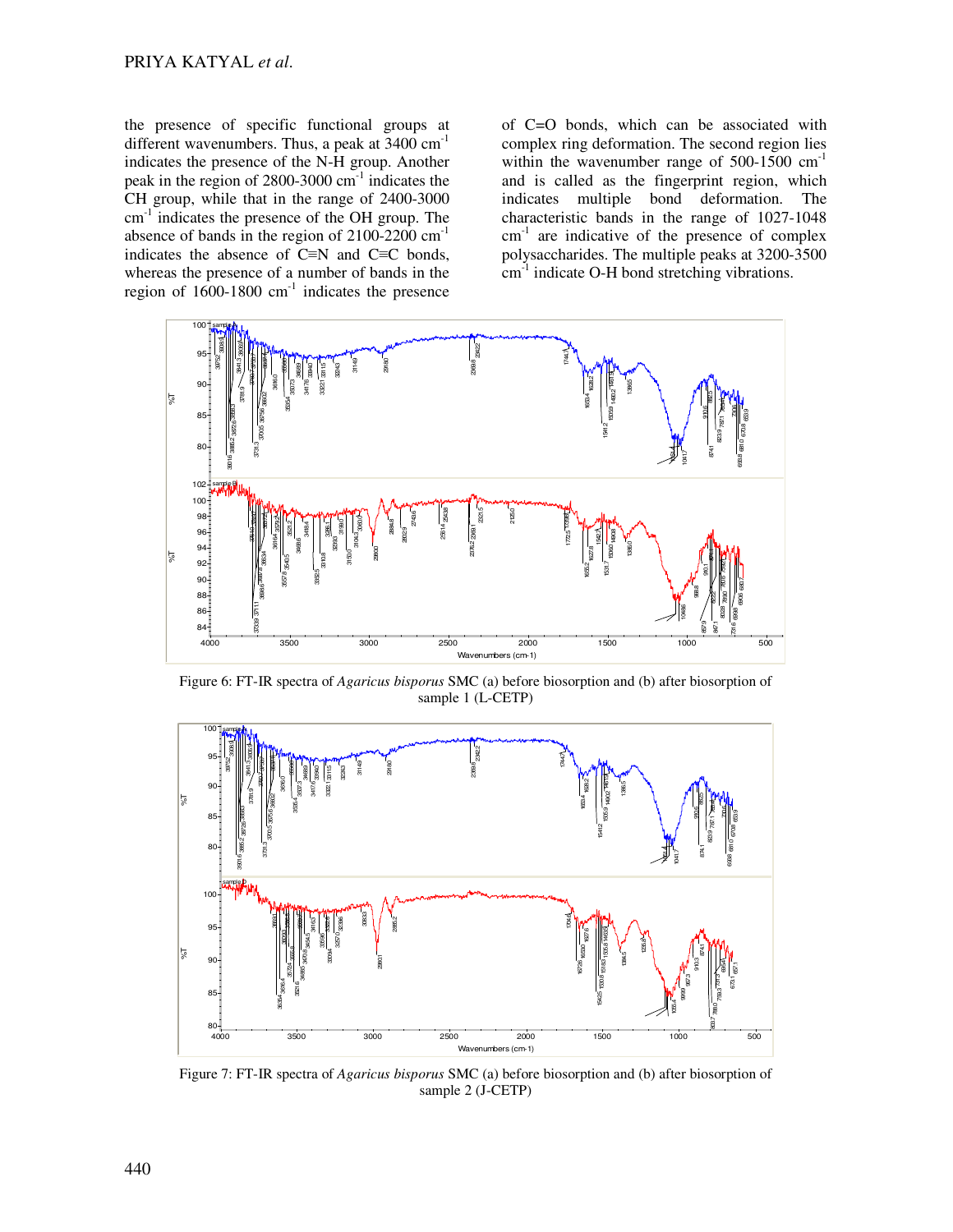the presence of specific functional groups at different wavenumbers. Thus, a peak at 3400 $cm^{-1}$ indicates the presence of the N-H group. Another peak in the region of 2800-3000 $cm^{-1}$ indicates the CH group, while that in the range of 2400-3000 $cm^{-1}$ indicates the presence of the OH group. The absence of bands in the region of 2100-2200 $cm^{-1}$ indicates the absence of C≡N and C≡C bonds, whereas the presence of a number of bands in the region of 1600-1800 $cm^{-1}$ indicates the presence of C=O bonds, which can be associated with complex ring deformation. The second region lies within the wavenumber range of 500-1500 $cm^{-1}$ and is called as the fingerprint region, which indicates multiple bond deformation. The characteristic bands in the range of 1027-1048 $cm^{-1}$ are indicative of the presence of complex polysaccharides. The multiple peaks at 3200-3500 $cm^{-1}$ indicate O-H bond stretching vibrations.

Figure 6: FT-IR spectra of *Agaricus bisporus* SMC (a) before biosorption and (b) after biosorption of sample 1 (L-CETP)

Figure 7: FT-IR spectra of *Agaricus bisporus* SMC (a) before biosorption and (b) after biosorption of sample 2 (J-CETP)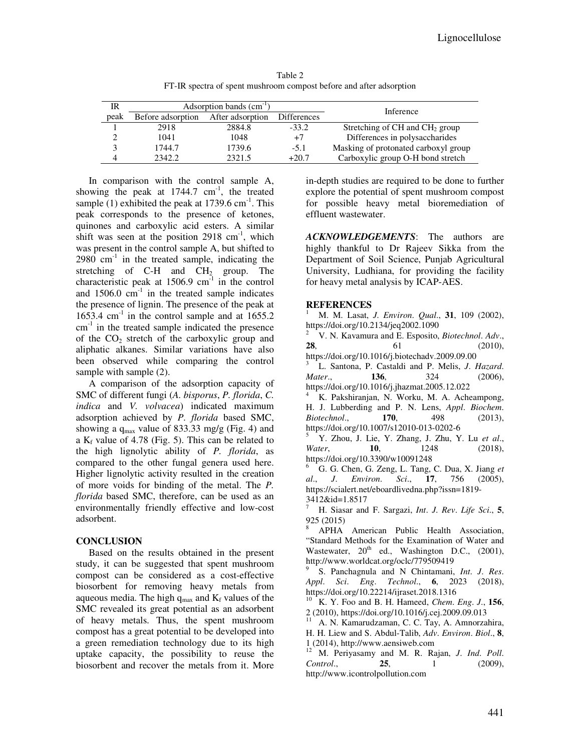Table 2
FT-IR spectra of spent mushroom compost before and after adsorption

| IR peak | Adsorption bands ($cm^{-1}$) | | | Inference |
|---|---|---|---|---|
| | Before adsorption | After adsorption | Differences | |
| 1 | 2918 | 2884.8 | -33.2 | Stretching of CH and $CH_2$ group |
| 2 | 1041 | 1048 | +7 | Differences in polysaccharides |
| 3 | 1744.7 | 1739.6 | -5.1 | Masking of protonated carboxyl group |
| 4 | 2342.2 | 2321.5 | +20.7 | Carboxylic group O-H bond stretch |

In comparison with the control sample A, showing the peak at 1744.7 $cm^{-1}$, the treated sample (1) exhibited the peak at 1739.6 $cm^{-1}$. This peak corresponds to the presence of ketones, quinones and carboxylic acid esters. A similar shift was seen at the position 2918 $cm^{-1}$, which was present in the control sample A, but shifted to 2980 $cm^{-1}$ in the treated sample, indicating the stretching of C-H and $CH_2$ group. The characteristic peak at 1506.9 $cm^{-1}$ in the control and 1506.0 $cm^{-1}$ in the treated sample indicates the presence of lignin. The presence of the peak at 1653.4 $cm^{-1}$ in the control sample and at 1655.2 $cm^{-1}$ in the treated sample indicated the presence of the $CO_2$ stretch of the carboxylic group and aliphatic alkanes. Similar variations have also been observed while comparing the control sample with sample (2).

A comparison of the adsorption capacity of SMC of different fungi (*A. bisporus*, *P. florida*, *C. indica* and *V. volvacea*) indicated maximum adsorption achieved by *P. florida* based SMC, showing a $q_{max}$ value of 833.33 mg/g (Fig. 4) and a $K_f$ value of 4.78 (Fig. 5). This can be related to the high lignolytic ability of *P. florida*, as compared to the other fungal genera used here. Higher lignolytic activity resulted in the creation of more voids for binding of the metal. The *P. florida* based SMC, therefore, can be used as an environmentally friendly effective and low-cost adsorbent.

## CONCLUSION

Based on the results obtained in the present study, it can be suggested that spent mushroom compost can be considered as a cost-effective biosorbent for removing heavy metals from aqueous media. The high $q_{max}$ and $K_f$ values of the SMC revealed its great potential as an adsorbent of heavy metals. Thus, the spent mushroom compost has a great potential to be developed into a green remediation technology due to its high uptake capacity, the possibility to reuse the biosorbent and recover the metals from it. More in-depth studies are required to be done to further explore the potential of spent mushroom compost for possible heavy metal bioremediation of effluent wastewater.

***ACKNOWLEDGEMENTS***: The authors are highly thankful to Dr Rajeev Sikka from the Department of Soil Science, Punjab Agricultural University, Ludhiana, for providing the facility for heavy metal analysis by ICAP-AES.

## REFERENCES

[1] M. M. Lasat, *J. Environ. Qual.*, **31**, 109 (2002), https://doi.org/10.2134/jeq2002.1090

[2] V. N. Kavamura and E. Esposito, *Biotechnol. Adv.*, **28**, 61 (2010), https://doi.org/10.1016/j.biotechadv.2009.09.00

[3] L. Santona, P. Castaldi and P. Melis, *J. Hazard. Mater.*, **136**, 324 (2006), https://doi.org/10.1016/j.jhazmat.2005.12.022

[4] K. Pakshiranjan, N. Worku, M. A. Acheampong, H. J. Lubberding and P. N. Lens, *Appl. Biochem. Biotechnol.*, **170**, 498 (2013), https://doi.org/10.1007/s12010-013-0202-6

[5] Y. Zhou, J. Lie, Y. Zhang, J. Zhu, Y. Lu *et al.*, *Water*, **10**, 1248 (2018), https://doi.org/10.3390/w10091248

[6] G. G. Chen, G. Zeng, L. Tang, C. Dua, X. Jiang *et al.*, *J. Environ. Sci.*, **17**, 756 (2005), https://scialert.net/eboardlivedna.php?issn=1819-3412&id=1.8517

[7] H. Siasar and F. Sargazi, *Int. J. Rev. Life Sci.*, **5**, 925 (2015)

[8] APHA American Public Health Association, "Standard Methods for the Examination of Water and Wastewater, 20th ed., Washington D.C., (2001), http://www.worldcat.org/oclc/779509419

[9] S. Panchagnula and N Chintamani, *Int. J. Res. Appl. Sci. Eng. Technol.*, **6**, 2023 (2018), https://doi.org/10.22214/ijraset.2018.1316

[10] K. Y. Foo and B. H. Hameed, *Chem. Eng. J.*, **156**, 2 (2010), https://doi.org/10.1016/j.cej.2009.09.013

[11] A. N. Kamarudzaman, C. C. Tay, A. Amnorzahira, H. H. Liew and S. Abdul-Talib, *Adv. Environ. Biol.*, **8**, 1 (2014), http://www.aensiweb.com

[12] M. Periyasamy and M. R. Rajan, *J. Ind. Poll. Control.*, **25**, 1 (2009), http://www.icontrolpollution.com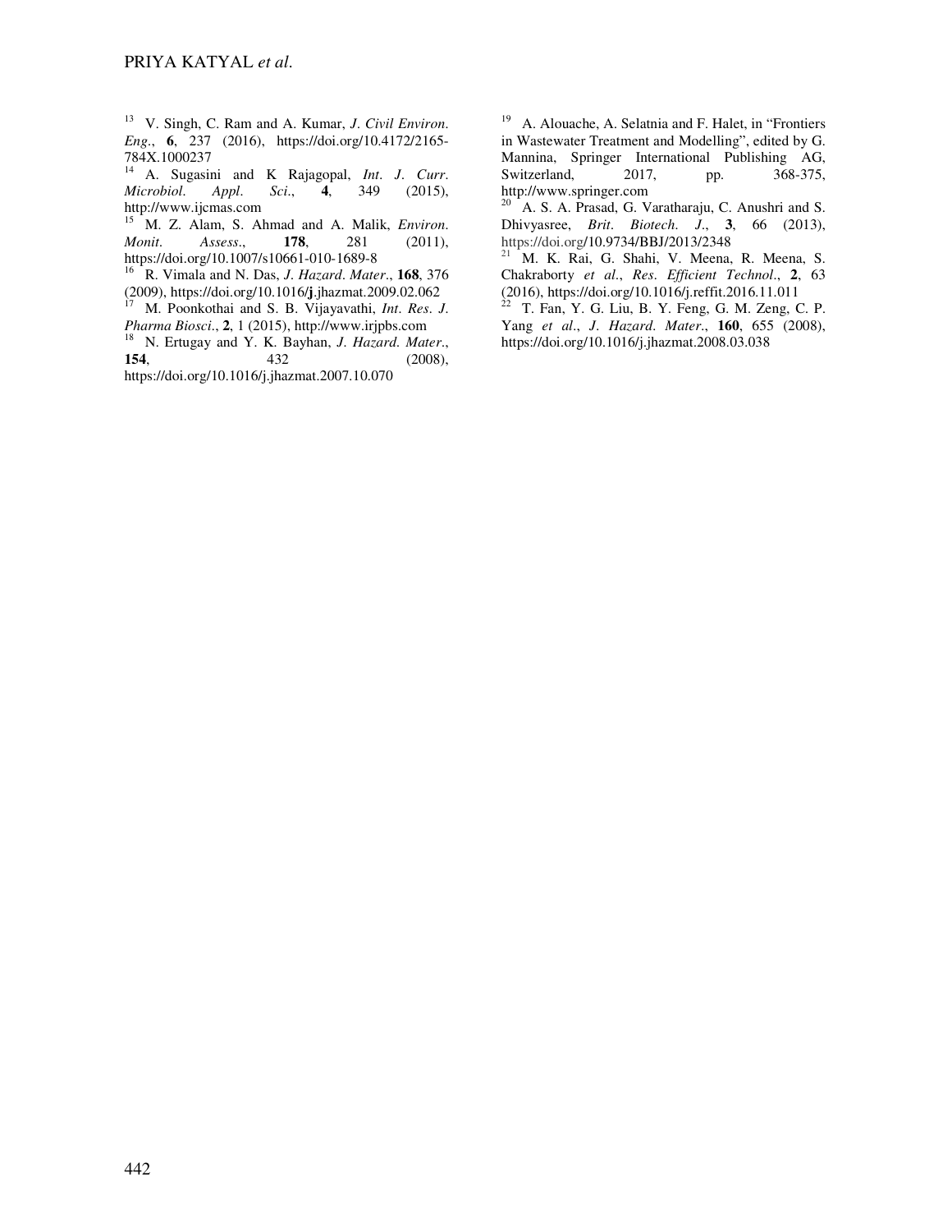[13] V. Singh, C. Ram and A. Kumar, *J. Civil Environ. Eng.*, **6**, 237 (2016), https://doi.org/10.4172/2165-784X.1000237

[14] A. Sugasini and K Rajagopal, *Int. J. Curr. Microbiol. Appl. Sci.*, **4**, 349 (2015), http://www.ijcmas.com

[15] M. Z. Alam, S. Ahmad and A. Malik, *Environ. Monit. Assess.*, **178**, 281 (2011), https://doi.org/10.1007/s10661-010-1689-8

[16] R. Vimala and N. Das, *J. Hazard. Mater.*, **168**, 376 (2009), https://doi.org/10.1016/**j**.jhazmat.2009.02.062

[17] M. Poonkothai and S. B. Vijayavathi, *Int. Res. J. Pharma Biosci.*, **2**, 1 (2015), http://www.irjpbs.com

[18] N. Ertugay and Y. K. Bayhan, *J. Hazard. Mater.*, **154**, 432 (2008), https://doi.org/10.1016/j.jhazmat.2007.10.070

[19] A. Alouache, A. Selatnia and F. Halet, in "Frontiers in Wastewater Treatment and Modelling", edited by G. Mannina, Springer International Publishing AG, Switzerland, 2017, pp. 368-375, http://www.springer.com

[20] A. S. A. Prasad, G. Varatharaju, C. Anushri and S. Dhivyasree, *Brit. Biotech. J.*, **3**, 66 (2013), https://doi.org/10.9734/BBJ/2013/2348

[21] M. K. Rai, G. Shahi, V. Meena, R. Meena, S. Chakraborty *et al.*, *Res. Efficient Technol.*, **2**, 63 (2016), https://doi.org/10.1016/j.reffit.2016.11.011

[22] T. Fan, Y. G. Liu, B. Y. Feng, G. M. Zeng, C. P. Yang *et al.*, *J. Hazard. Mater.*, **160**, 655 (2008), https://doi.org/10.1016/j.jhazmat.2008.03.038